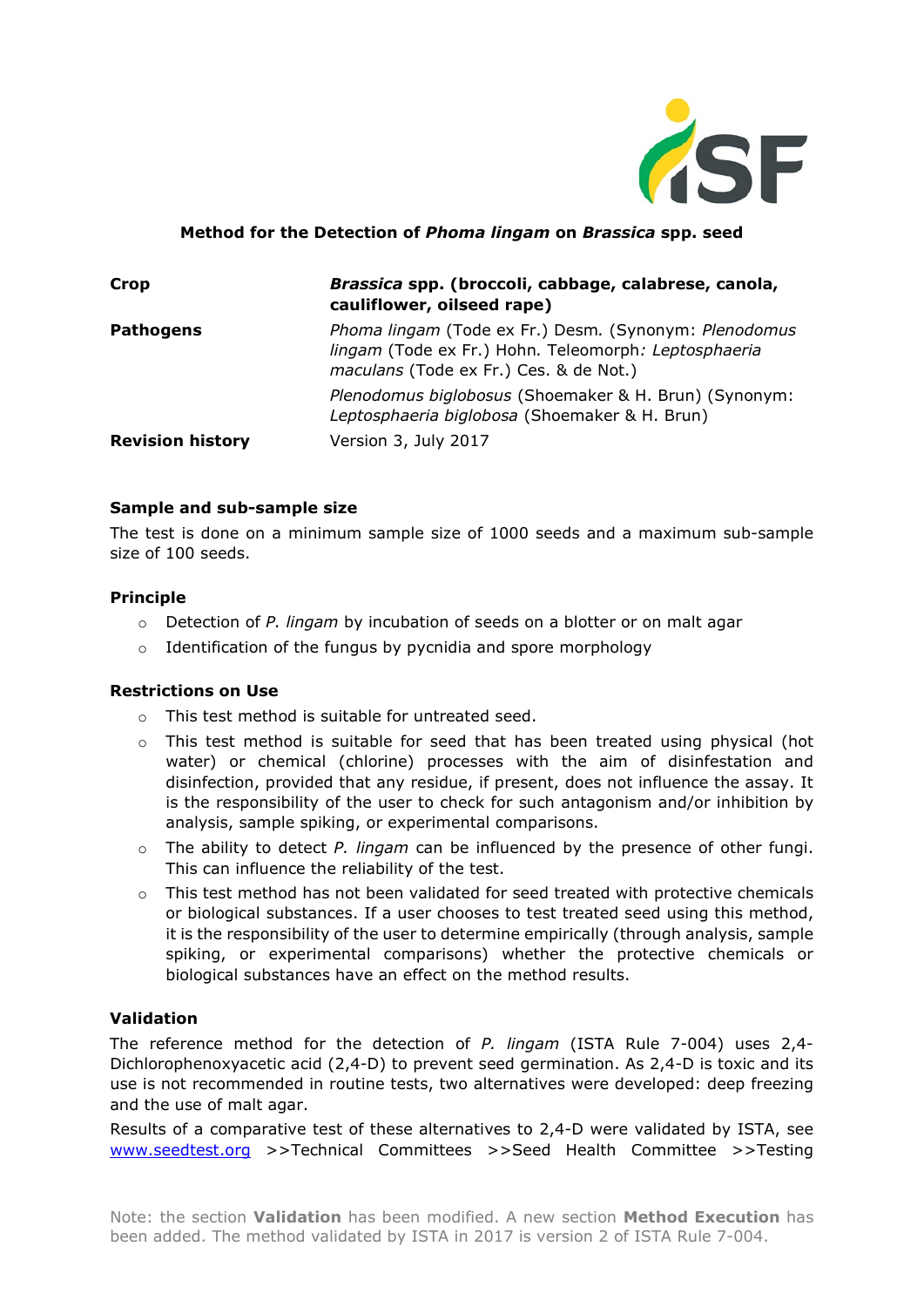**Method for the Detection of *Phoma lingam* on *Brassica* spp. seed**

| | |
|---|---|
| **Crop** | ***Brassica* spp. (broccoli, cabbage, calabrese, canola, cauliflower, oilseed rape)** |
| **Pathogens** | *Phoma lingam* (Tode ex Fr.) Desm*.* (Synonym: *Plenodomus lingam* (Tode ex Fr.) Hohn*.* Teleomorph*: Leptosphaeria maculans* (Tode ex Fr.) Ces. & de Not.)<br>*Plenodomus biglobosus* (Shoemaker & H. Brun) (Synonym: *Leptosphaeria biglobosa* (Shoemaker & H. Brun) |
| **Revision history** | Version 3, July 2017 |

### Sample and sub-sample size

The test is done on a minimum sample size of 1000 seeds and a maximum sub-sample size of 100 seeds.

### Principle

- Detection of *P. lingam* by incubation of seeds on a blotter or on malt agar
- Identification of the fungus by pycnidia and spore morphology

### Restrictions on Use

- This test method is suitable for untreated seed.
- This test method is suitable for seed that has been treated using physical (hot water) or chemical (chlorine) processes with the aim of disinfestation and disinfection, provided that any residue, if present, does not influence the assay. It is the responsibility of the user to check for such antagonism and/or inhibition by analysis, sample spiking, or experimental comparisons.
- The ability to detect *P. lingam* can be influenced by the presence of other fungi. This can influence the reliability of the test.
- This test method has not been validated for seed treated with protective chemicals or biological substances. If a user chooses to test treated seed using this method, it is the responsibility of the user to determine empirically (through analysis, sample spiking, or experimental comparisons) whether the protective chemicals or biological substances have an effect on the method results.

### Validation

The reference method for the detection of *P. lingam* (ISTA Rule 7-004) uses 2,4-Dichlorophenoxyacetic acid (2,4-D) to prevent seed germination. As 2,4-D is toxic and its use is not recommended in routine tests, two alternatives were developed: deep freezing and the use of malt agar.

Results of a comparative test of these alternatives to 2,4-D were validated by ISTA, see www.seedtest.org >>Technical Committees >>Seed Health Committee >>Testing

Note: the section **Validation** has been modified. A new section **Method Execution** has been added. The method validated by ISTA in 2017 is version 2 of ISTA Rule 7-004.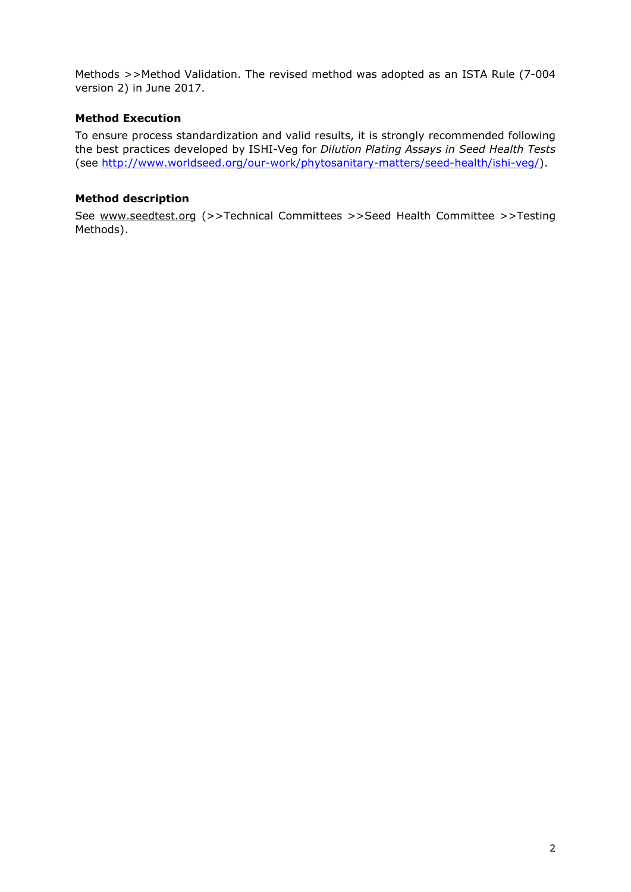Methods >>Method Validation. The revised method was adopted as an ISTA Rule (7-004 version 2) in June 2017.

### Method Execution

To ensure process standardization and valid results, it is strongly recommended following the best practices developed by ISHI-Veg for *Dilution Plating Assays in Seed Health Tests* (see http://www.worldseed.org/our-work/phytosanitary-matters/seed-health/ishi-veg/).

### Method description

See www.seedtest.org (>>Technical Committees >>Seed Health Committee >>Testing Methods).